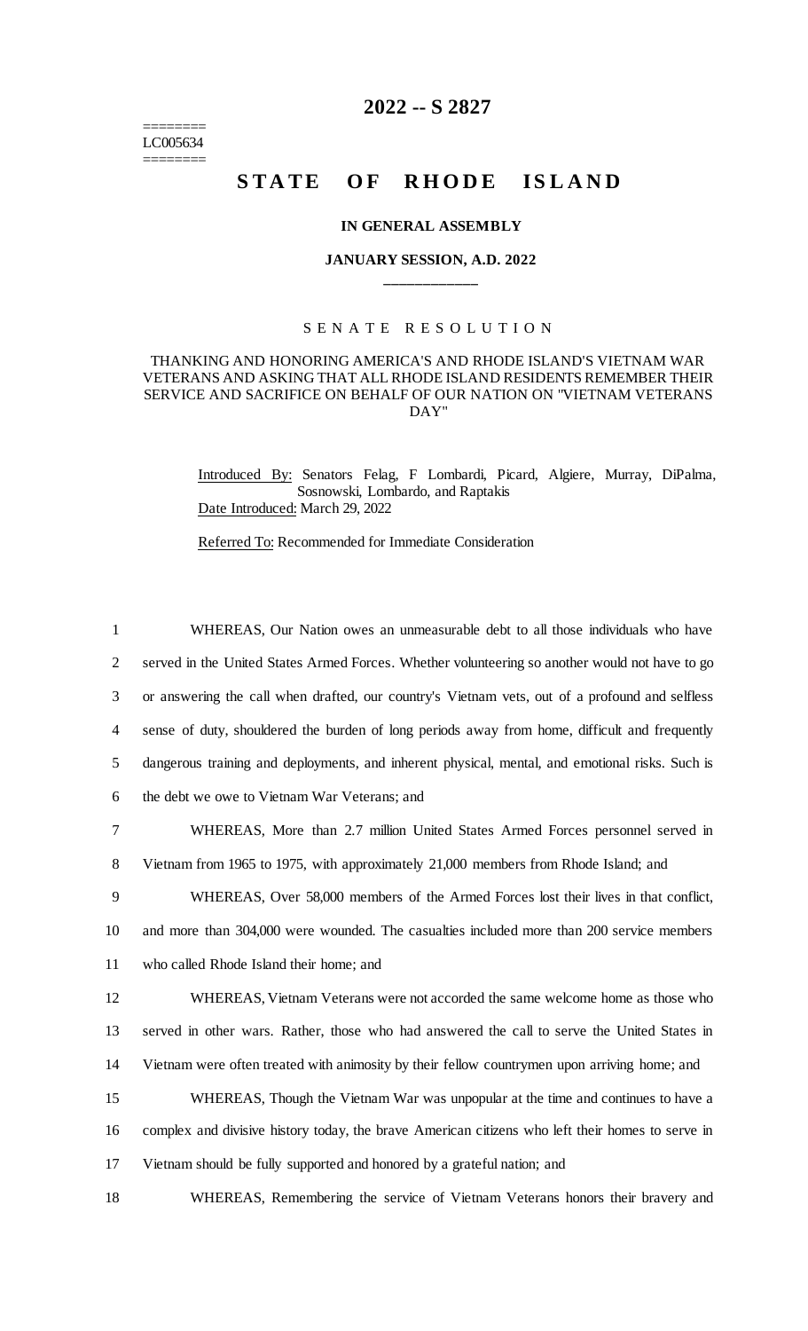======== 
LC005634 
========

# 2022 -- S 2827

# STATE OF RHODE ISLAND

## IN GENERAL ASSEMBLY

## JANUARY SESSION, A.D. 2022

---

S E N A T E   R E S O L U T I O N

THANKING AND HONORING AMERICA'S AND RHODE ISLAND'S VIETNAM WAR VETERANS AND ASKING THAT ALL RHODE ISLAND RESIDENTS REMEMBER THEIR SERVICE AND SACRIFICE ON BEHALF OF OUR NATION ON "VIETNAM VETERANS DAY"

Introduced By: Senators Felag, F Lombardi, Picard, Algiere, Murray, DiPalma, Sosnowski, Lombardo, and Raptakis
Date Introduced: March 29, 2022

Referred To: Recommended for Immediate Consideration

1 WHEREAS, Our Nation owes an unmeasurable debt to all those individuals who have
2 served in the United States Armed Forces. Whether volunteering so another would not have to go
3 or answering the call when drafted, our country's Vietnam vets, out of a profound and selfless
4 sense of duty, shouldered the burden of long periods away from home, difficult and frequently
5 dangerous training and deployments, and inherent physical, mental, and emotional risks. Such is
6 the debt we owe to Vietnam War Veterans; and

7 WHEREAS, More than 2.7 million United States Armed Forces personnel served in
8 Vietnam from 1965 to 1975, with approximately 21,000 members from Rhode Island; and

9 WHEREAS, Over 58,000 members of the Armed Forces lost their lives in that conflict,
10 and more than 304,000 were wounded. The casualties included more than 200 service members
11 who called Rhode Island their home; and

12 WHEREAS, Vietnam Veterans were not accorded the same welcome home as those who
13 served in other wars. Rather, those who had answered the call to serve the United States in
14 Vietnam were often treated with animosity by their fellow countrymen upon arriving home; and

15 WHEREAS, Though the Vietnam War was unpopular at the time and continues to have a
16 complex and divisive history today, the brave American citizens who left their homes to serve in
17 Vietnam should be fully supported and honored by a grateful nation; and

18 WHEREAS, Remembering the service of Vietnam Veterans honors their bravery and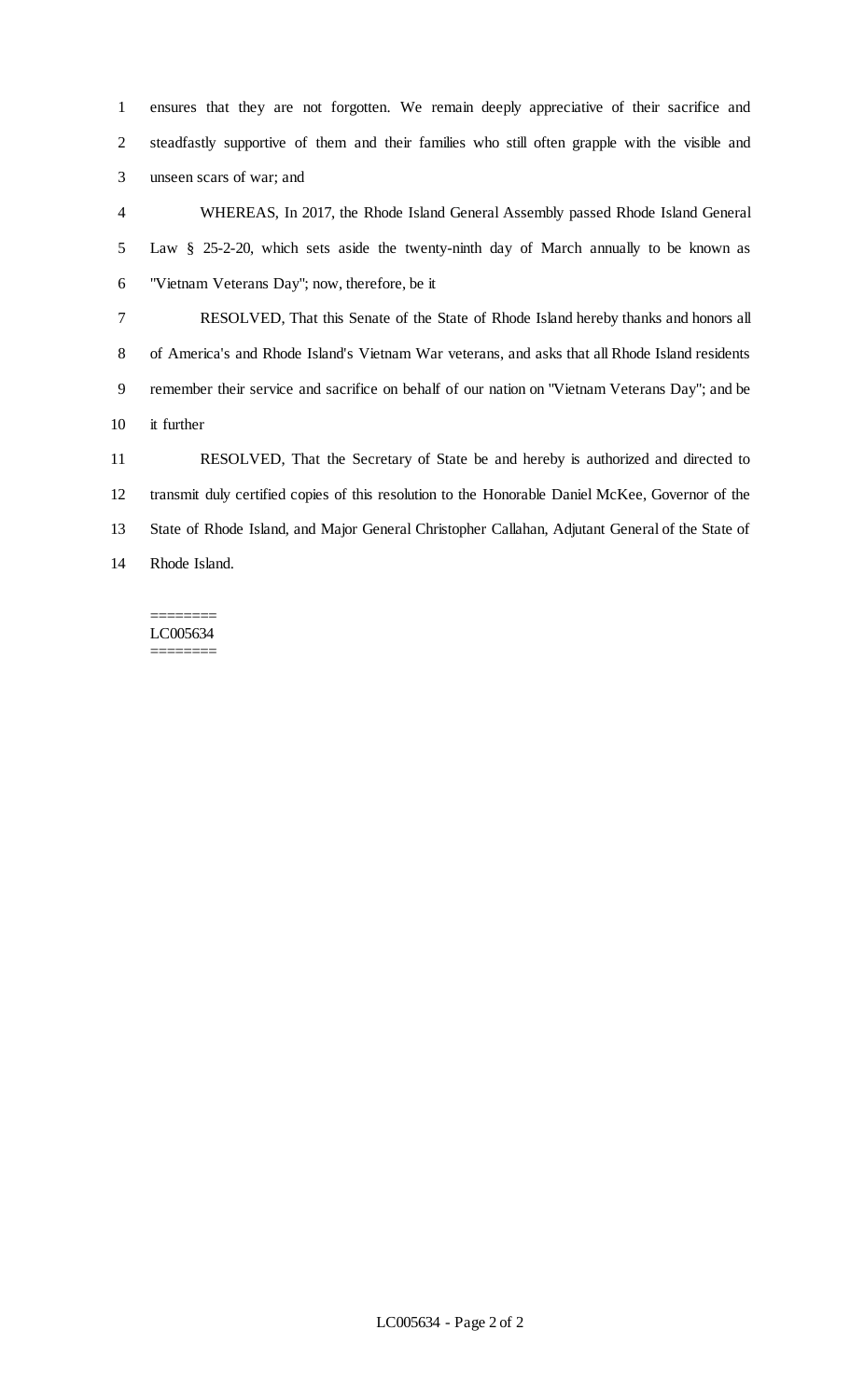ensures that they are not forgotten. We remain deeply appreciative of their sacrifice and steadfastly supportive of them and their families who still often grapple with the visible and unseen scars of war; and

WHEREAS, In 2017, the Rhode Island General Assembly passed Rhode Island General Law § 25-2-20, which sets aside the twenty-ninth day of March annually to be known as "Vietnam Veterans Day"; now, therefore, be it

RESOLVED, That this Senate of the State of Rhode Island hereby thanks and honors all of America's and Rhode Island's Vietnam War veterans, and asks that all Rhode Island residents remember their service and sacrifice on behalf of our nation on "Vietnam Veterans Day"; and be it further

RESOLVED, That the Secretary of State be and hereby is authorized and directed to transmit duly certified copies of this resolution to the Honorable Daniel McKee, Governor of the State of Rhode Island, and Major General Christopher Callahan, Adjutant General of the State of Rhode Island.

========
LC005634
========